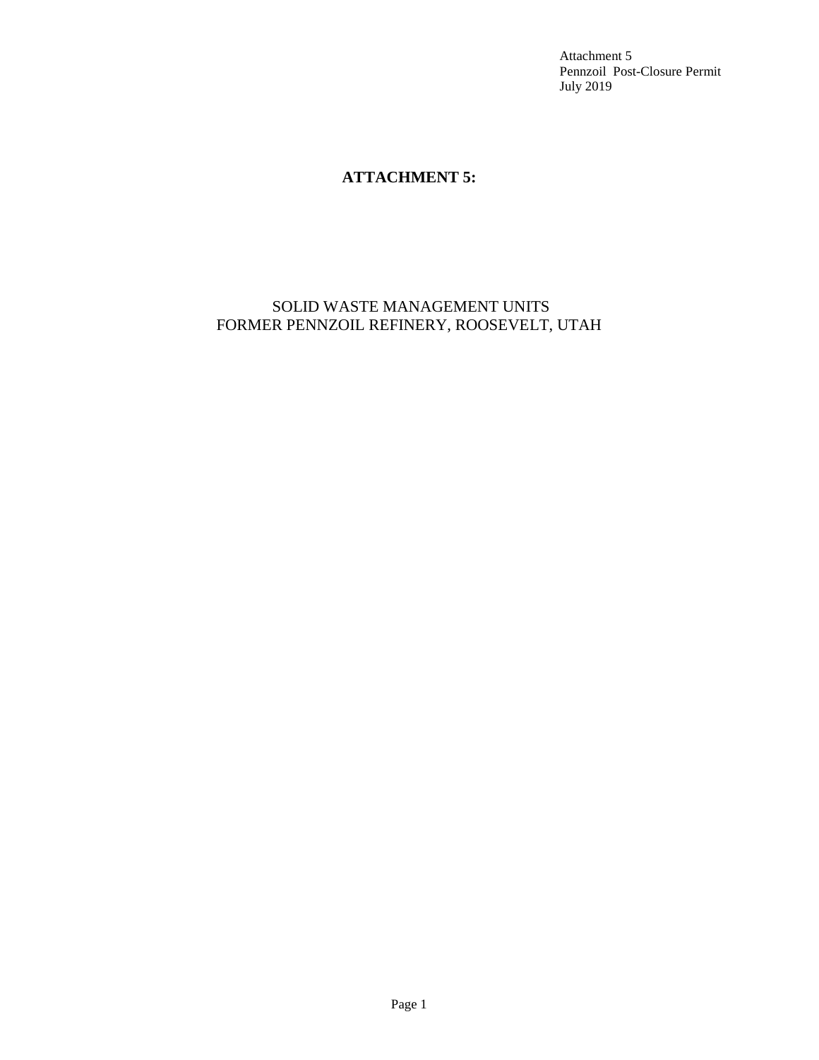Attachment 5
Pennzoil Post-Closure Permit
July 2019

# ATTACHMENT 5:

SOLID WASTE MANAGEMENT UNITS
FORMER PENNZOIL REFINERY, ROOSEVELT, UTAH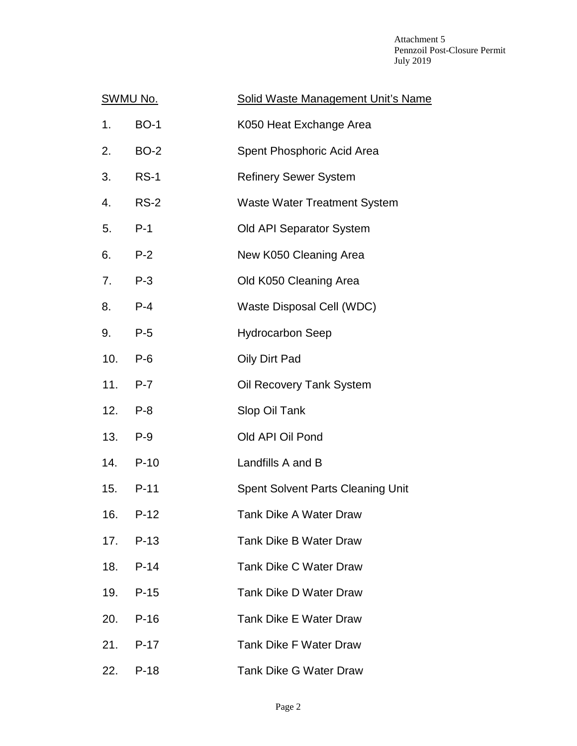| SWMU No. | | Solid Waste Management Unit's Name |
|---|---|---|
| 1. | BO-1 | K050 Heat Exchange Area |
| 2. | BO-2 | Spent Phosphoric Acid Area |
| 3. | RS-1 | Refinery Sewer System |
| 4. | RS-2 | Waste Water Treatment System |
| 5. | P-1 | Old API Separator System |
| 6. | P-2 | New K050 Cleaning Area |
| 7. | P-3 | Old K050 Cleaning Area |
| 8. | P-4 | Waste Disposal Cell (WDC) |
| 9. | P-5 | Hydrocarbon Seep |
| 10. | P-6 | Oily Dirt Pad |
| 11. | P-7 | Oil Recovery Tank System |
| 12. | P-8 | Slop Oil Tank |
| 13. | P-9 | Old API Oil Pond |
| 14. | P-10 | Landfills A and B |
| 15. | P-11 | Spent Solvent Parts Cleaning Unit |
| 16. | P-12 | Tank Dike A Water Draw |
| 17. | P-13 | Tank Dike B Water Draw |
| 18. | P-14 | Tank Dike C Water Draw |
| 19. | P-15 | Tank Dike D Water Draw |
| 20. | P-16 | Tank Dike E Water Draw |
| 21. | P-17 | Tank Dike F Water Draw |
| 22. | P-18 | Tank Dike G Water Draw |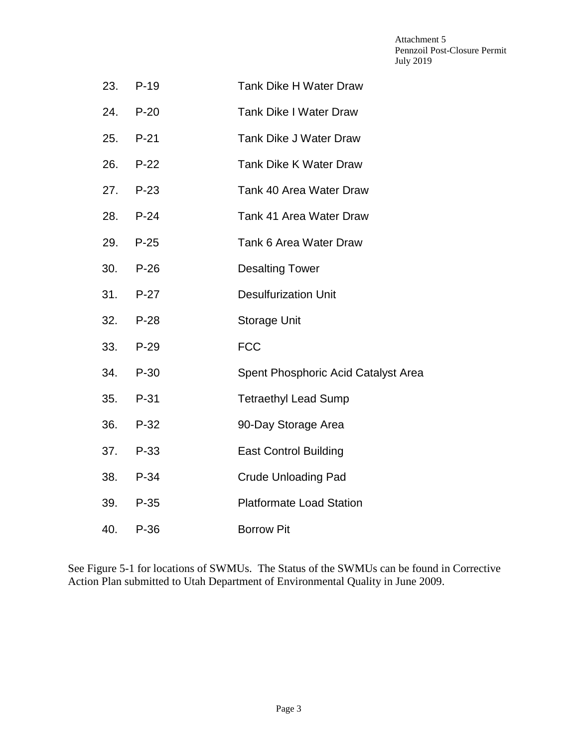23. P-19 Tank Dike H Water Draw
24. P-20 Tank Dike I Water Draw
25. P-21 Tank Dike J Water Draw
26. P-22 Tank Dike K Water Draw
27. P-23 Tank 40 Area Water Draw
28. P-24 Tank 41 Area Water Draw
29. P-25 Tank 6 Area Water Draw
30. P-26 Desalting Tower
31. P-27 Desulfurization Unit
32. P-28 Storage Unit
33. P-29 FCC
34. P-30 Spent Phosphoric Acid Catalyst Area
35. P-31 Tetraethyl Lead Sump
36. P-32 90-Day Storage Area
37. P-33 East Control Building
38. P-34 Crude Unloading Pad
39. P-35 Platformate Load Station
40. P-36 Borrow Pit

See Figure 5-1 for locations of SWMUs. The Status of the SWMUs can be found in Corrective Action Plan submitted to Utah Department of Environmental Quality in June 2009.